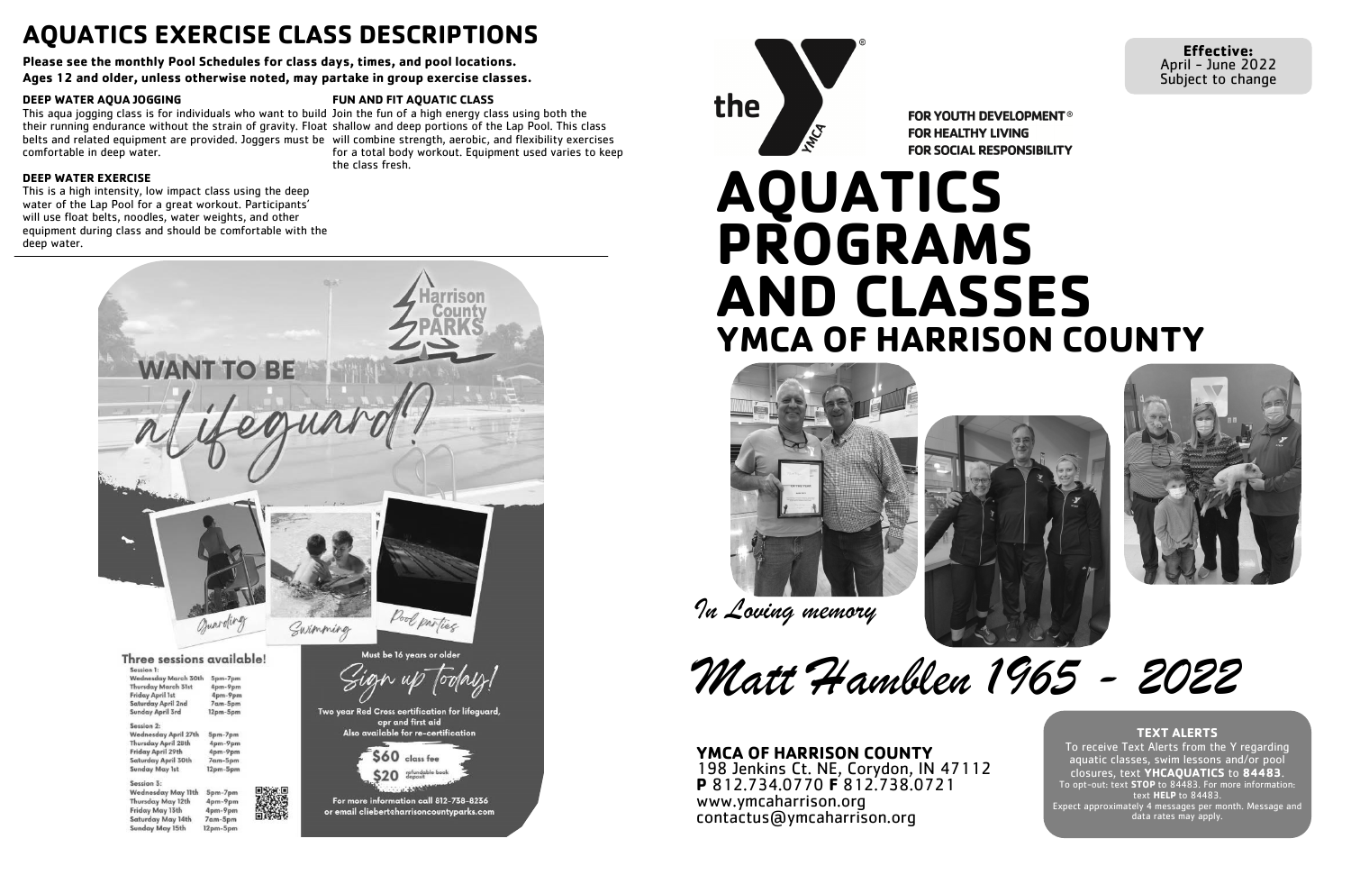# AQUATICS EXERCISE CLASS DESCRIPTIONS

**Please see the monthly Pool Schedules for class days, times, and pool locations.**
**Ages 12 and older, unless otherwise noted, may partake in group exercise classes.**

### DEEP WATER AQUA JOGGING

This aqua jogging class is for individuals who want to build their running endurance without the strain of gravity. Float belts and related equipment are provided. Joggers must be comfortable in deep water.

### DEEP WATER EXERCISE

This is a high intensity, low impact class using the deep water of the Lap Pool for a great workout. Participants' will use float belts, noodles, water weights, and other equipment during class and should be comfortable with the deep water.

### FUN AND FIT AQUATIC CLASS

Join the fun of a high energy class using both the shallow and deep portions of the Lap Pool. This class will combine strength, aerobic, and flexibility exercises for a total body workout. Equipment used varies to keep the class fresh.

---

Harrison County PARKS

**WANT TO BE** *a lifeguard?*

*Guarding* *Swimming* *Pool parties*

**Three sessions available!**

Session 1:

| | |
|---|---|
| Wednesday March 30th | 5pm-7pm |
| Thursday March 31st | 4pm-9pm |
| Friday April 1st | 4pm-9pm |
| Saturday April 2nd | 7am-5pm |
| Sunday April 3rd | 12pm-5pm |

Session 2:

| | |
|---|---|
| Wednesday April 27th | 5pm-7pm |
| Thursday April 28th | 4pm-9pm |
| Friday April 29th | 4pm-9pm |
| Saturday April 30th | 7am-5pm |
| Sunday May 1st | 12pm-5pm |

Session 3:

| | |
|---|---|
| Wednesday May 11th | 5pm-7pm |
| Thursday May 12th | 4pm-9pm |
| Friday May 13th | 4pm-9pm |
| Saturday May 14th | 7am-5pm |
| Sunday May 15th | 12pm-5pm |

Must be 16 years or older

*Sign up today!*

Two year Red Cross certification for lifeguard, cpr and first aid
Also available for re-certification

**$60** class fee
**$20** refundable book deposit

For more information call 812-738-8236 or email cliebert@harrisoncountyparks.com

---

**Effective:**
April - June 2022
Subject to change

the YMCA

FOR YOUTH DEVELOPMENT®
FOR HEALTHY LIVING
FOR SOCIAL RESPONSIBILITY

# AQUATICS PROGRAMS AND CLASSES
## YMCA OF HARRISON COUNTY

*In Loving memory*

*Matt Hamblen 1965 - 2022*

**YMCA OF HARRISON COUNTY**
198 Jenkins Ct. NE, Corydon, IN 47112
**P** 812.734.0770 **F** 812.738.0721
www.ymcaharrison.org
contactus@ymcaharrison.org

**TEXT ALERTS**

To receive Text Alerts from the Y regarding aquatic classes, swim lessons and/or pool closures, text **YHCAQUATICS** to **84483**.
To opt-out: text **STOP** to 84483. For more information: text **HELP** to 84483.
Expect approximately 4 messages per month. Message and data rates may apply.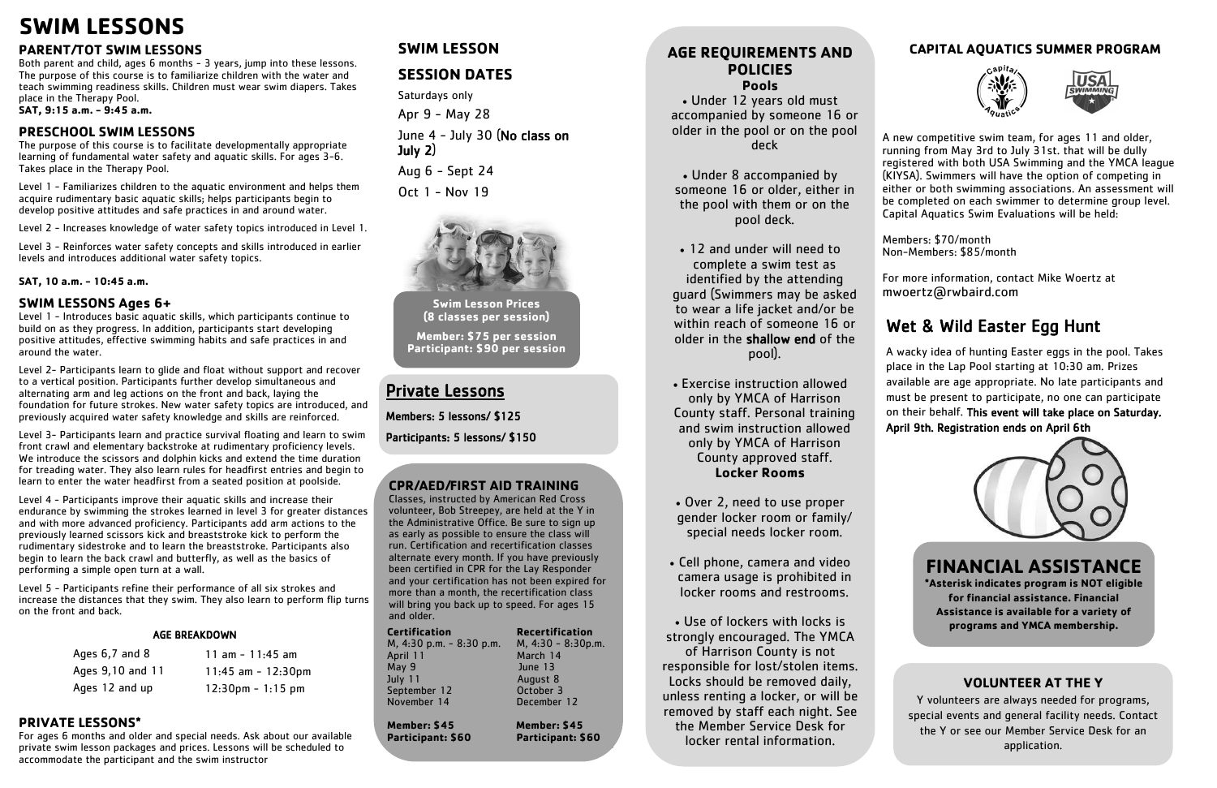# SWIM LESSONS

## PARENT/TOT SWIM LESSONS

Both parent and child, ages 6 months - 3 years, jump into these lessons. The purpose of this course is to familiarize children with the water and teach swimming readiness skills. Children must wear swim diapers. Takes place in the Therapy Pool.

**SAT, 9:15 a.m. - 9:45 a.m.**

## PRESCHOOL SWIM LESSONS

The purpose of this course is to facilitate developmentally appropriate learning of fundamental water safety and aquatic skills. For ages 3-6. Takes place in the Therapy Pool.

Level 1 - Familiarizes children to the aquatic environment and helps them acquire rudimentary basic aquatic skills; helps participants begin to develop positive attitudes and safe practices in and around water.

Level 2 - Increases knowledge of water safety topics introduced in Level 1.

Level 3 - Reinforces water safety concepts and skills introduced in earlier levels and introduces additional water safety topics.

**SAT, 10 a.m. - 10:45 a.m.**

## SWIM LESSONS Ages 6+

Level 1 - Introduces basic aquatic skills, which participants continue to build on as they progress. In addition, participants start developing positive attitudes, effective swimming habits and safe practices in and around the water.

Level 2- Participants learn to glide and float without support and recover to a vertical position. Participants further develop simultaneous and alternating arm and leg actions on the front and back, laying the foundation for future strokes. New water safety topics are introduced, and previously acquired water safety knowledge and skills are reinforced.

Level 3- Participants learn and practice survival floating and learn to swim front crawl and elementary backstroke at rudimentary proficiency levels. We introduce the scissors and dolphin kicks and extend the time duration for treading water. They also learn rules for headfirst entries and begin to learn to enter the water headfirst from a seated position at poolside.

Level 4 - Participants improve their aquatic skills and increase their endurance by swimming the strokes learned in level 3 for greater distances and with more advanced proficiency. Participants add arm actions to the previously learned scissors kick and breaststroke kick to perform the rudimentary sidestroke and to learn the breaststroke. Participants also begin to learn the back crawl and butterfly, as well as the basics of performing a simple open turn at a wall.

Level 5 - Participants refine their performance of all six strokes and increase the distances that they swim. They also learn to perform flip turns on the front and back.

**AGE BREAKDOWN**

| | |
|---|---|
| Ages 6,7 and 8 | 11 am - 11:45 am |
| Ages 9,10 and 11 | 11:45 am - 12:30pm |
| Ages 12 and up | 12:30pm - 1:15 pm |

## PRIVATE LESSONS*

For ages 6 months and older and special needs. Ask about our available private swim lesson packages and prices. Lessons will be scheduled to accommodate the participant and the swim instructor

## SWIM LESSON SESSION DATES

Saturdays only

Apr 9 - May 28

June 4 - July 30 (No class on July 2)

Aug 6 - Sept 24

Oct 1 - Nov 19

**Swim Lesson Prices (8 classes per session)**

**Member: $75 per session**
**Participant: $90 per session**

## Private Lessons

Members: 5 lessons/ $125

Participants: 5 lessons/ $150

## CPR/AED/FIRST AID TRAINING

Classes, instructed by American Red Cross volunteer, Bob Streepey, are held at the Y in the Administrative Office. Be sure to sign up as early as possible to ensure the class will run. Certification and recertification classes alternate every month. If you have previously been certified in CPR for the Lay Responder and your certification has not been expired for more than a month, the recertification class will bring you back up to speed. For ages 15 and older.

| **Certification** | **Recertification** |
|---|---|
| M, 4:30 p.m. - 8:30 p.m. | M, 4:30 - 8:30p.m. |
| April 11 | March 14 |
| May 9 | June 13 |
| July 11 | August 8 |
| September 12 | October 3 |
| November 14 | December 12 |
| **Member: $45** | **Member: $45** |
| **Participant: $60** | **Participant: $60** |

## AGE REQUIREMENTS AND POLICIES

### Pools

- Under 12 years old must accompanied by someone 16 or older in the pool or on the pool deck
- Under 8 accompanied by someone 16 or older, either in the pool with them or on the pool deck.
- 12 and under will need to complete a swim test as identified by the attending guard (Swimmers may be asked to wear a life jacket and/or be within reach of someone 16 or older in the shallow end of the pool).
- Exercise instruction allowed only by YMCA of Harrison County staff. Personal training and swim instruction allowed only by YMCA of Harrison County approved staff.

### Locker Rooms

- Over 2, need to use proper gender locker room or family/ special needs locker room.
- Cell phone, camera and video camera usage is prohibited in locker rooms and restrooms.
- Use of lockers with locks is strongly encouraged. The YMCA of Harrison County is not responsible for lost/stolen items. Locks should be removed daily, unless renting a locker, or will be removed by staff each night. See the Member Service Desk for locker rental information.

## CAPITAL AQUATICS SUMMER PROGRAM

A new competitive swim team, for ages 11 and older, running from May 3rd to July 31st. that will be dully registered with both USA Swimming and the YMCA league (KIYSA). Swimmers will have the option of competing in either or both swimming associations. An assessment will be completed on each swimmer to determine group level. Capital Aquatics Swim Evaluations will be held:

Members: $70/month
Non-Members: $85/month

For more information, contact Mike Woertz at mwoertz@rwbaird.com

## Wet & Wild Easter Egg Hunt

A wacky idea of hunting Easter eggs in the pool. Takes place in the Lap Pool starting at 10:30 am. Prizes available are age appropriate. No late participants and must be present to participate, no one can participate on their behalf. This event will take place on Saturday. April 9th. Registration ends on April 6th

## FINANCIAL ASSISTANCE

**\*Asterisk indicates program is NOT eligible for financial assistance. Financial Assistance is available for a variety of programs and YMCA membership.**

## VOLUNTEER AT THE Y

Y volunteers are always needed for programs, special events and general facility needs. Contact the Y or see our Member Service Desk for an application.